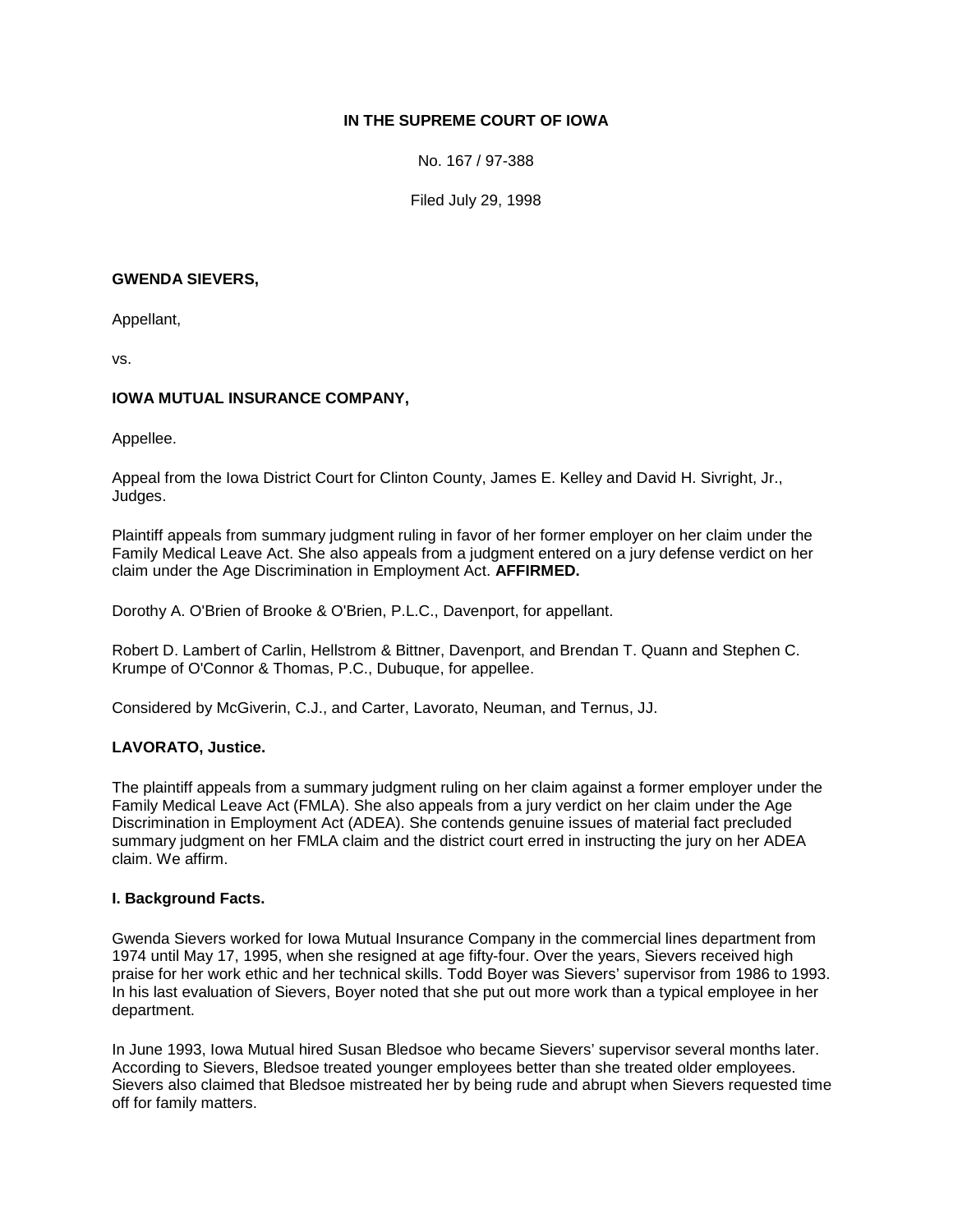**IN THE SUPREME COURT OF IOWA**

No. 167 / 97-388

Filed July 29, 1998

**GWENDA SIEVERS,**

Appellant,

vs.

**IOWA MUTUAL INSURANCE COMPANY,**

Appellee.

Appeal from the Iowa District Court for Clinton County, James E. Kelley and David H. Sivright, Jr., Judges.

Plaintiff appeals from summary judgment ruling in favor of her former employer on her claim under the Family Medical Leave Act. She also appeals from a judgment entered on a jury defense verdict on her claim under the Age Discrimination in Employment Act. **AFFIRMED.**

Dorothy A. O'Brien of Brooke & O'Brien, P.L.C., Davenport, for appellant.

Robert D. Lambert of Carlin, Hellstrom & Bittner, Davenport, and Brendan T. Quann and Stephen C. Krumpe of O'Connor & Thomas, P.C., Dubuque, for appellee.

Considered by McGiverin, C.J., and Carter, Lavorato, Neuman, and Ternus, JJ.

**LAVORATO, Justice.**

The plaintiff appeals from a summary judgment ruling on her claim against a former employer under the Family Medical Leave Act (FMLA). She also appeals from a jury verdict on her claim under the Age Discrimination in Employment Act (ADEA). She contends genuine issues of material fact precluded summary judgment on her FMLA claim and the district court erred in instructing the jury on her ADEA claim. We affirm.

**I. Background Facts.**

Gwenda Sievers worked for Iowa Mutual Insurance Company in the commercial lines department from 1974 until May 17, 1995, when she resigned at age fifty-four. Over the years, Sievers received high praise for her work ethic and her technical skills. Todd Boyer was Sievers' supervisor from 1986 to 1993. In his last evaluation of Sievers, Boyer noted that she put out more work than a typical employee in her department.

In June 1993, Iowa Mutual hired Susan Bledsoe who became Sievers' supervisor several months later. According to Sievers, Bledsoe treated younger employees better than she treated older employees. Sievers also claimed that Bledsoe mistreated her by being rude and abrupt when Sievers requested time off for family matters.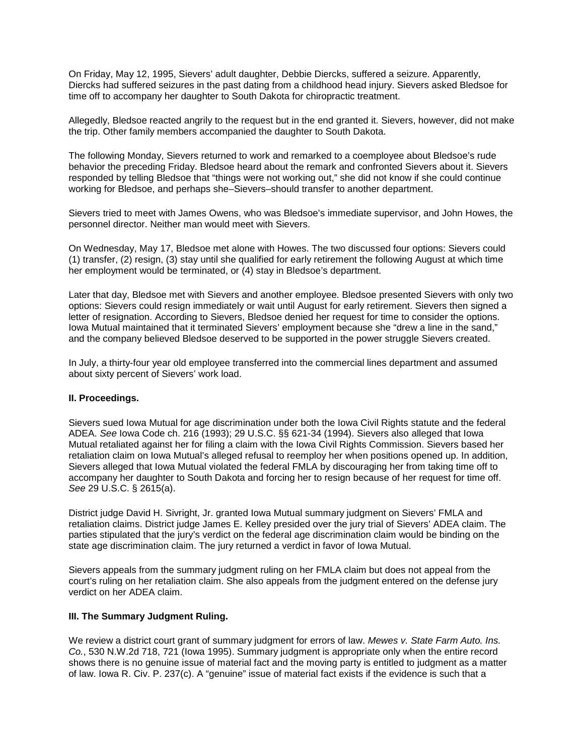On Friday, May 12, 1995, Sievers' adult daughter, Debbie Diercks, suffered a seizure. Apparently, Diercks had suffered seizures in the past dating from a childhood head injury. Sievers asked Bledsoe for time off to accompany her daughter to South Dakota for chiropractic treatment.

Allegedly, Bledsoe reacted angrily to the request but in the end granted it. Sievers, however, did not make the trip. Other family members accompanied the daughter to South Dakota.

The following Monday, Sievers returned to work and remarked to a coemployee about Bledsoe's rude behavior the preceding Friday. Bledsoe heard about the remark and confronted Sievers about it. Sievers responded by telling Bledsoe that "things were not working out," she did not know if she could continue working for Bledsoe, and perhaps she–Sievers–should transfer to another department.

Sievers tried to meet with James Owens, who was Bledsoe's immediate supervisor, and John Howes, the personnel director. Neither man would meet with Sievers.

On Wednesday, May 17, Bledsoe met alone with Howes. The two discussed four options: Sievers could (1) transfer, (2) resign, (3) stay until she qualified for early retirement the following August at which time her employment would be terminated, or (4) stay in Bledsoe's department.

Later that day, Bledsoe met with Sievers and another employee. Bledsoe presented Sievers with only two options: Sievers could resign immediately or wait until August for early retirement. Sievers then signed a letter of resignation. According to Sievers, Bledsoe denied her request for time to consider the options. Iowa Mutual maintained that it terminated Sievers' employment because she "drew a line in the sand," and the company believed Bledsoe deserved to be supported in the power struggle Sievers created.

In July, a thirty-four year old employee transferred into the commercial lines department and assumed about sixty percent of Sievers' work load.

## II. Proceedings.

Sievers sued Iowa Mutual for age discrimination under both the Iowa Civil Rights statute and the federal ADEA. *See* Iowa Code ch. 216 (1993); 29 U.S.C. §§ 621-34 (1994). Sievers also alleged that Iowa Mutual retaliated against her for filing a claim with the Iowa Civil Rights Commission. Sievers based her retaliation claim on Iowa Mutual's alleged refusal to reemploy her when positions opened up. In addition, Sievers alleged that Iowa Mutual violated the federal FMLA by discouraging her from taking time off to accompany her daughter to South Dakota and forcing her to resign because of her request for time off. *See* 29 U.S.C. § 2615(a).

District judge David H. Sivright, Jr. granted Iowa Mutual summary judgment on Sievers' FMLA and retaliation claims. District judge James E. Kelley presided over the jury trial of Sievers' ADEA claim. The parties stipulated that the jury's verdict on the federal age discrimination claim would be binding on the state age discrimination claim. The jury returned a verdict in favor of Iowa Mutual.

Sievers appeals from the summary judgment ruling on her FMLA claim but does not appeal from the court's ruling on her retaliation claim. She also appeals from the judgment entered on the defense jury verdict on her ADEA claim.

## III. The Summary Judgment Ruling.

We review a district court grant of summary judgment for errors of law. *Mewes v. State Farm Auto. Ins. Co.*, 530 N.W.2d 718, 721 (Iowa 1995). Summary judgment is appropriate only when the entire record shows there is no genuine issue of material fact and the moving party is entitled to judgment as a matter of law. Iowa R. Civ. P. 237(c). A "genuine" issue of material fact exists if the evidence is such that a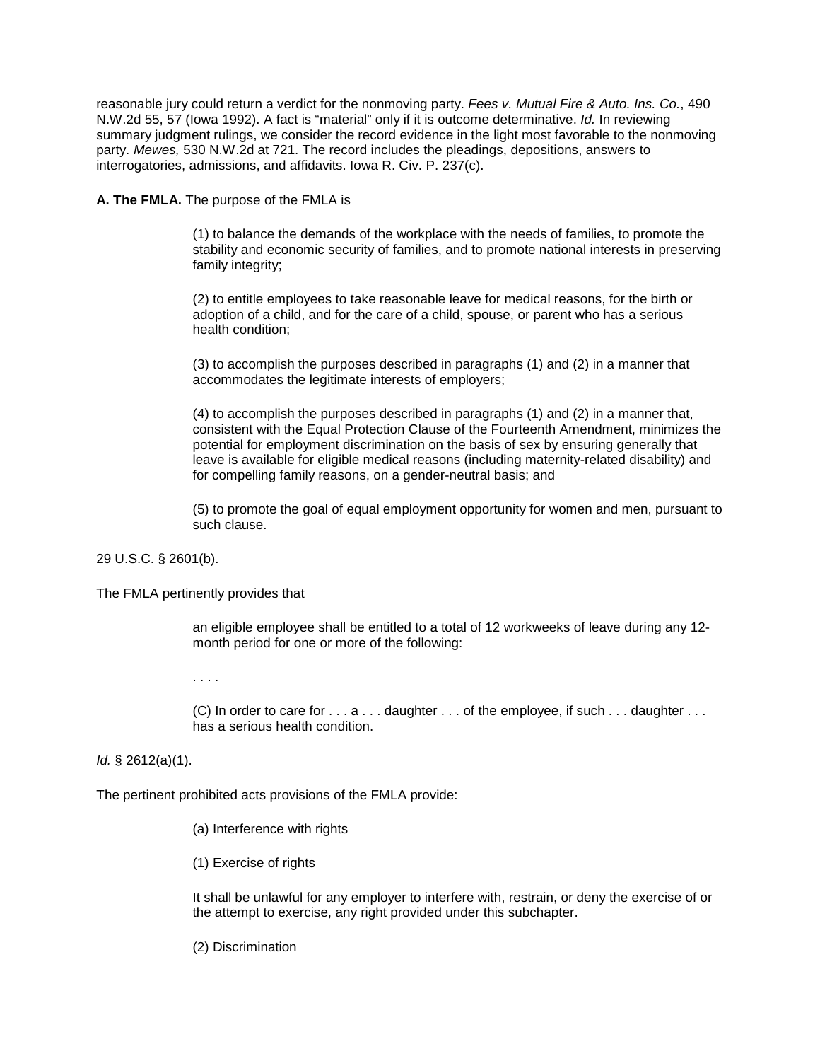reasonable jury could return a verdict for the nonmoving party. *Fees v. Mutual Fire & Auto. Ins. Co.*, 490 N.W.2d 55, 57 (Iowa 1992). A fact is "material" only if it is outcome determinative. *Id.* In reviewing summary judgment rulings, we consider the record evidence in the light most favorable to the nonmoving party. *Mewes,* 530 N.W.2d at 721. The record includes the pleadings, depositions, answers to interrogatories, admissions, and affidavits. Iowa R. Civ. P. 237(c).

**A. The FMLA.** The purpose of the FMLA is

> (1) to balance the demands of the workplace with the needs of families, to promote the stability and economic security of families, and to promote national interests in preserving family integrity;
>
> (2) to entitle employees to take reasonable leave for medical reasons, for the birth or adoption of a child, and for the care of a child, spouse, or parent who has a serious health condition;
>
> (3) to accomplish the purposes described in paragraphs (1) and (2) in a manner that accommodates the legitimate interests of employers;
>
> (4) to accomplish the purposes described in paragraphs (1) and (2) in a manner that, consistent with the Equal Protection Clause of the Fourteenth Amendment, minimizes the potential for employment discrimination on the basis of sex by ensuring generally that leave is available for eligible medical reasons (including maternity-related disability) and for compelling family reasons, on a gender-neutral basis; and
>
> (5) to promote the goal of equal employment opportunity for women and men, pursuant to such clause.

29 U.S.C. § 2601(b).

The FMLA pertinently provides that

> an eligible employee shall be entitled to a total of 12 workweeks of leave during any 12-month period for one or more of the following:
>
> . . . .
>
> (C) In order to care for . . . a . . . daughter . . . of the employee, if such . . . daughter . . . has a serious health condition.

*Id.* § 2612(a)(1).

The pertinent prohibited acts provisions of the FMLA provide:

> (a) Interference with rights
>
> (1) Exercise of rights
>
> It shall be unlawful for any employer to interfere with, restrain, or deny the exercise of or the attempt to exercise, any right provided under this subchapter.
>
> (2) Discrimination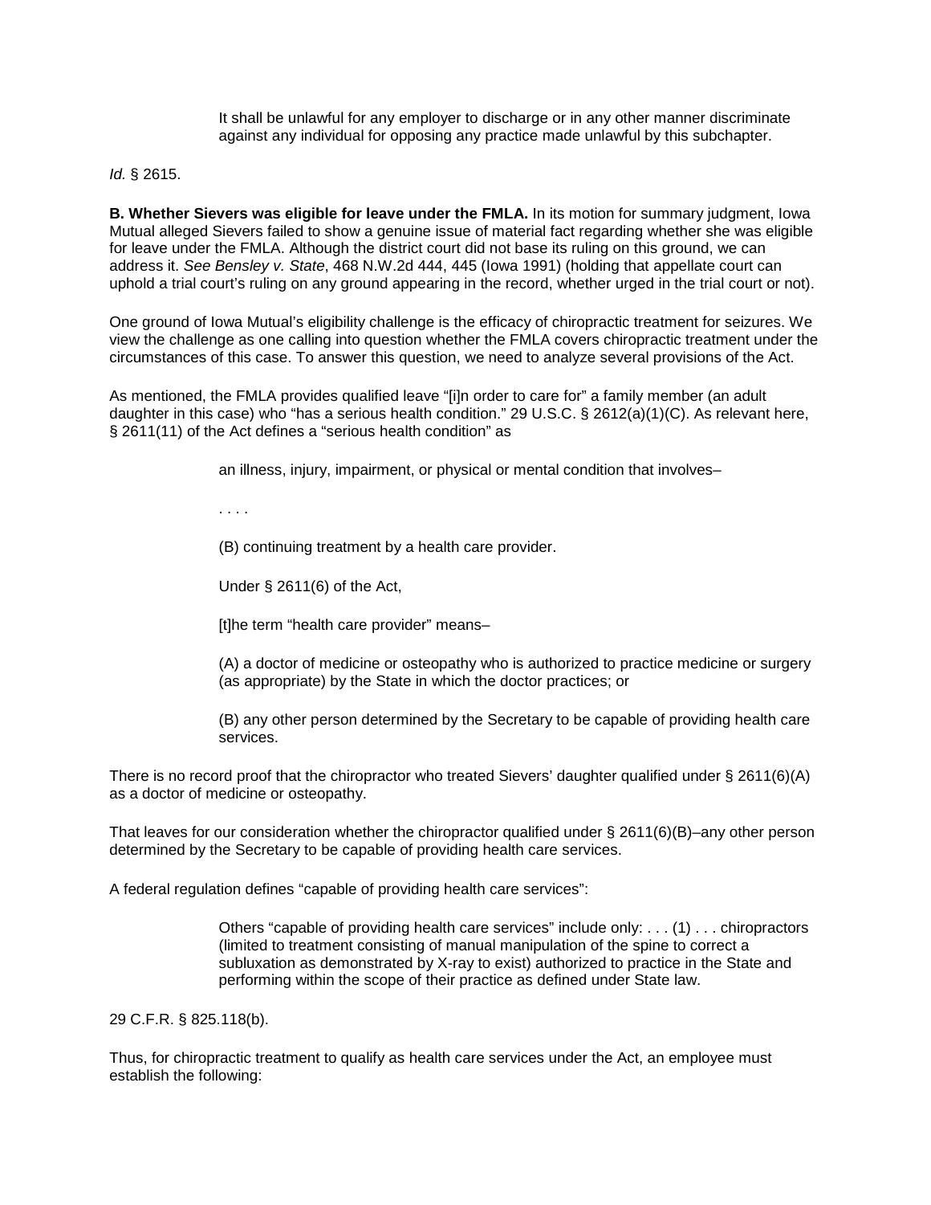> It shall be unlawful for any employer to discharge or in any other manner discriminate against any individual for opposing any practice made unlawful by this subchapter.

*Id.* § 2615.

**B. Whether Sievers was eligible for leave under the FMLA.** In its motion for summary judgment, Iowa Mutual alleged Sievers failed to show a genuine issue of material fact regarding whether she was eligible for leave under the FMLA. Although the district court did not base its ruling on this ground, we can address it. *See Bensley v. State*, 468 N.W.2d 444, 445 (Iowa 1991) (holding that appellate court can uphold a trial court's ruling on any ground appearing in the record, whether urged in the trial court or not).

One ground of Iowa Mutual's eligibility challenge is the efficacy of chiropractic treatment for seizures. We view the challenge as one calling into question whether the FMLA covers chiropractic treatment under the circumstances of this case. To answer this question, we need to analyze several provisions of the Act.

As mentioned, the FMLA provides qualified leave "[i]n order to care for" a family member (an adult daughter in this case) who "has a serious health condition." 29 U.S.C. § 2612(a)(1)(C). As relevant here, § 2611(11) of the Act defines a "serious health condition" as

> an illness, injury, impairment, or physical or mental condition that involves–
>
> . . . .
>
> (B) continuing treatment by a health care provider.
>
> Under § 2611(6) of the Act,
>
> [t]he term "health care provider" means–
>
> (A) a doctor of medicine or osteopathy who is authorized to practice medicine or surgery (as appropriate) by the State in which the doctor practices; or
>
> (B) any other person determined by the Secretary to be capable of providing health care services.

There is no record proof that the chiropractor who treated Sievers' daughter qualified under § 2611(6)(A) as a doctor of medicine or osteopathy.

That leaves for our consideration whether the chiropractor qualified under § 2611(6)(B)–any other person determined by the Secretary to be capable of providing health care services.

A federal regulation defines "capable of providing health care services":

> Others "capable of providing health care services" include only: . . . (1) . . . chiropractors (limited to treatment consisting of manual manipulation of the spine to correct a subluxation as demonstrated by X-ray to exist) authorized to practice in the State and performing within the scope of their practice as defined under State law.

29 C.F.R. § 825.118(b).

Thus, for chiropractic treatment to qualify as health care services under the Act, an employee must establish the following: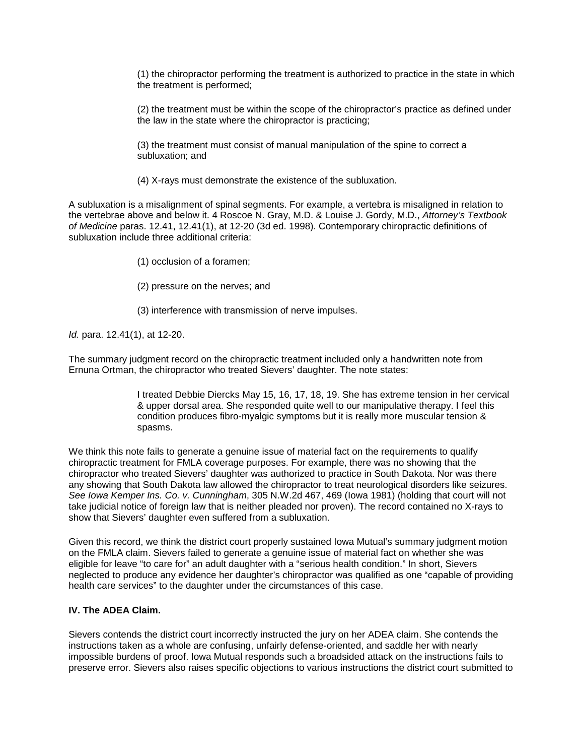> (1) the chiropractor performing the treatment is authorized to practice in the state in which the treatment is performed;
>
> (2) the treatment must be within the scope of the chiropractor's practice as defined under the law in the state where the chiropractor is practicing;
>
> (3) the treatment must consist of manual manipulation of the spine to correct a subluxation; and
>
> (4) X-rays must demonstrate the existence of the subluxation.

A subluxation is a misalignment of spinal segments. For example, a vertebra is misaligned in relation to the vertebrae above and below it. 4 Roscoe N. Gray, M.D. & Louise J. Gordy, M.D., *Attorney's Textbook of Medicine* paras. 12.41, 12.41(1), at 12-20 (3d ed. 1998). Contemporary chiropractic definitions of subluxation include three additional criteria:

> (1) occlusion of a foramen;
>
> (2) pressure on the nerves; and
>
> (3) interference with transmission of nerve impulses.

*Id.* para. 12.41(1), at 12-20.

The summary judgment record on the chiropractic treatment included only a handwritten note from Ernuna Ortman, the chiropractor who treated Sievers' daughter. The note states:

> I treated Debbie Diercks May 15, 16, 17, 18, 19. She has extreme tension in her cervical & upper dorsal area. She responded quite well to our manipulative therapy. I feel this condition produces fibro-myalgic symptoms but it is really more muscular tension & spasms.

We think this note fails to generate a genuine issue of material fact on the requirements to qualify chiropractic treatment for FMLA coverage purposes. For example, there was no showing that the chiropractor who treated Sievers' daughter was authorized to practice in South Dakota. Nor was there any showing that South Dakota law allowed the chiropractor to treat neurological disorders like seizures. *See Iowa Kemper Ins. Co. v. Cunningham*, 305 N.W.2d 467, 469 (Iowa 1981) (holding that court will not take judicial notice of foreign law that is neither pleaded nor proven). The record contained no X-rays to show that Sievers' daughter even suffered from a subluxation.

Given this record, we think the district court properly sustained Iowa Mutual's summary judgment motion on the FMLA claim. Sievers failed to generate a genuine issue of material fact on whether she was eligible for leave "to care for" an adult daughter with a "serious health condition." In short, Sievers neglected to produce any evidence her daughter's chiropractor was qualified as one "capable of providing health care services" to the daughter under the circumstances of this case.

**IV. The ADEA Claim.**

Sievers contends the district court incorrectly instructed the jury on her ADEA claim. She contends the instructions taken as a whole are confusing, unfairly defense-oriented, and saddle her with nearly impossible burdens of proof. Iowa Mutual responds such a broadsided attack on the instructions fails to preserve error. Sievers also raises specific objections to various instructions the district court submitted to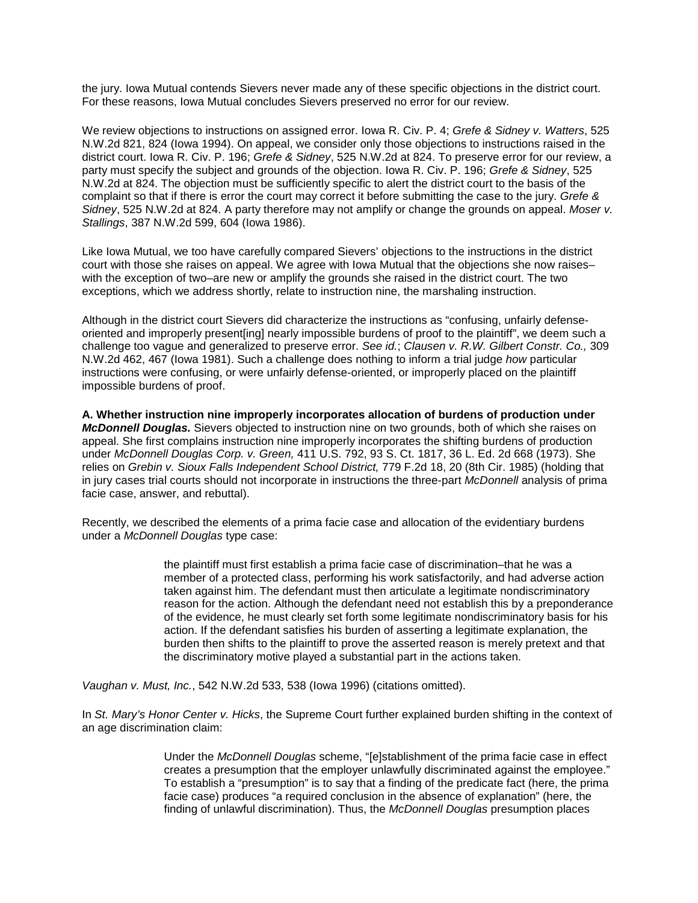the jury. Iowa Mutual contends Sievers never made any of these specific objections in the district court. For these reasons, Iowa Mutual concludes Sievers preserved no error for our review.

We review objections to instructions on assigned error. Iowa R. Civ. P. 4; *Grefe & Sidney v. Watters*, 525 N.W.2d 821, 824 (Iowa 1994). On appeal, we consider only those objections to instructions raised in the district court. Iowa R. Civ. P. 196; *Grefe & Sidney*, 525 N.W.2d at 824. To preserve error for our review, a party must specify the subject and grounds of the objection. Iowa R. Civ. P. 196; *Grefe & Sidney*, 525 N.W.2d at 824. The objection must be sufficiently specific to alert the district court to the basis of the complaint so that if there is error the court may correct it before submitting the case to the jury. *Grefe & Sidney*, 525 N.W.2d at 824. A party therefore may not amplify or change the grounds on appeal. *Moser v. Stallings*, 387 N.W.2d 599, 604 (Iowa 1986).

Like Iowa Mutual, we too have carefully compared Sievers' objections to the instructions in the district court with those she raises on appeal. We agree with Iowa Mutual that the objections she now raises–with the exception of two–are new or amplify the grounds she raised in the district court. The two exceptions, which we address shortly, relate to instruction nine, the marshaling instruction.

Although in the district court Sievers did characterize the instructions as "confusing, unfairly defense-oriented and improperly present[ing] nearly impossible burdens of proof to the plaintiff", we deem such a challenge too vague and generalized to preserve error. *See id.*; *Clausen v. R.W. Gilbert Constr. Co.,* 309 N.W.2d 462, 467 (Iowa 1981). Such a challenge does nothing to inform a trial judge *how* particular instructions were confusing, or were unfairly defense-oriented, or improperly placed on the plaintiff impossible burdens of proof.

**A. Whether instruction nine improperly incorporates allocation of burdens of production under *McDonnell Douglas.*** Sievers objected to instruction nine on two grounds, both of which she raises on appeal. She first complains instruction nine improperly incorporates the shifting burdens of production under *McDonnell Douglas Corp. v. Green,* 411 U.S. 792, 93 S. Ct. 1817, 36 L. Ed. 2d 668 (1973). She relies on *Grebin v. Sioux Falls Independent School District,* 779 F.2d 18, 20 (8th Cir. 1985) (holding that in jury cases trial courts should not incorporate in instructions the three-part *McDonnell* analysis of prima facie case, answer, and rebuttal).

Recently, we described the elements of a prima facie case and allocation of the evidentiary burdens under a *McDonnell Douglas* type case:

> the plaintiff must first establish a prima facie case of discrimination–that he was a member of a protected class, performing his work satisfactorily, and had adverse action taken against him. The defendant must then articulate a legitimate nondiscriminatory reason for the action. Although the defendant need not establish this by a preponderance of the evidence, he must clearly set forth some legitimate nondiscriminatory basis for his action. If the defendant satisfies his burden of asserting a legitimate explanation, the burden then shifts to the plaintiff to prove the asserted reason is merely pretext and that the discriminatory motive played a substantial part in the actions taken.

*Vaughan v. Must, Inc.*, 542 N.W.2d 533, 538 (Iowa 1996) (citations omitted).

In *St. Mary's Honor Center v. Hicks*, the Supreme Court further explained burden shifting in the context of an age discrimination claim:

> Under the *McDonnell Douglas* scheme, "[e]stablishment of the prima facie case in effect creates a presumption that the employer unlawfully discriminated against the employee." To establish a "presumption" is to say that a finding of the predicate fact (here, the prima facie case) produces "a required conclusion in the absence of explanation" (here, the finding of unlawful discrimination). Thus, the *McDonnell Douglas* presumption places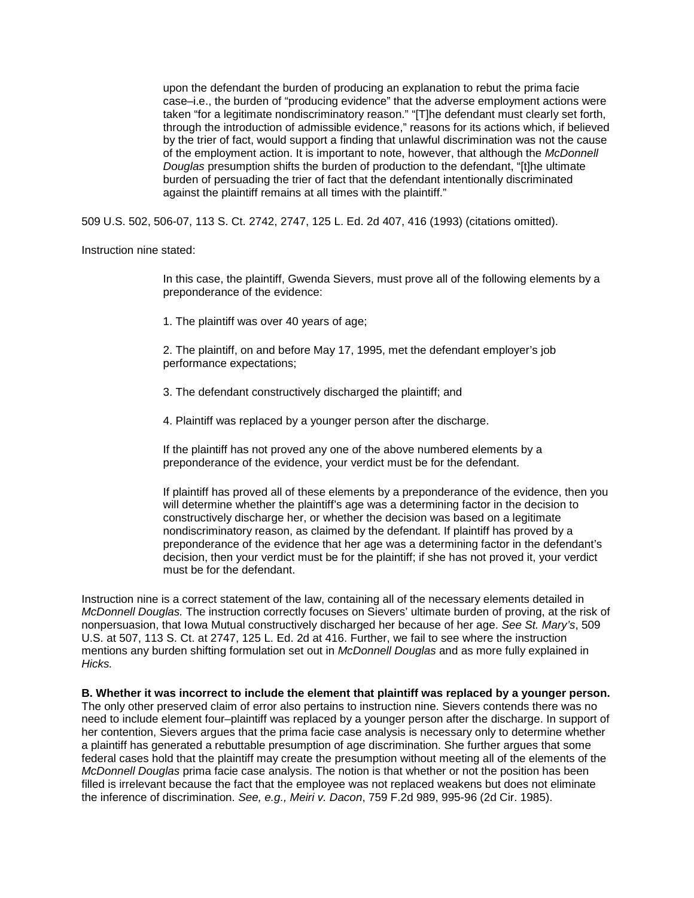> upon the defendant the burden of producing an explanation to rebut the prima facie case–i.e., the burden of "producing evidence" that the adverse employment actions were taken "for a legitimate nondiscriminatory reason." "[T]he defendant must clearly set forth, through the introduction of admissible evidence," reasons for its actions which, if believed by the trier of fact, would support a finding that unlawful discrimination was not the cause of the employment action. It is important to note, however, that although the *McDonnell Douglas* presumption shifts the burden of production to the defendant, "[t]he ultimate burden of persuading the trier of fact that the defendant intentionally discriminated against the plaintiff remains at all times with the plaintiff."

509 U.S. 502, 506-07, 113 S. Ct. 2742, 2747, 125 L. Ed. 2d 407, 416 (1993) (citations omitted).

Instruction nine stated:

> In this case, the plaintiff, Gwenda Sievers, must prove all of the following elements by a preponderance of the evidence:
>
> 1. The plaintiff was over 40 years of age;
>
> 2. The plaintiff, on and before May 17, 1995, met the defendant employer's job performance expectations;
>
> 3. The defendant constructively discharged the plaintiff; and
>
> 4. Plaintiff was replaced by a younger person after the discharge.
>
> If the plaintiff has not proved any one of the above numbered elements by a preponderance of the evidence, your verdict must be for the defendant.
>
> If plaintiff has proved all of these elements by a preponderance of the evidence, then you will determine whether the plaintiff's age was a determining factor in the decision to constructively discharge her, or whether the decision was based on a legitimate nondiscriminatory reason, as claimed by the defendant. If plaintiff has proved by a preponderance of the evidence that her age was a determining factor in the defendant's decision, then your verdict must be for the plaintiff; if she has not proved it, your verdict must be for the defendant.

Instruction nine is a correct statement of the law, containing all of the necessary elements detailed in *McDonnell Douglas.* The instruction correctly focuses on Sievers' ultimate burden of proving, at the risk of nonpersuasion, that Iowa Mutual constructively discharged her because of her age. *See St. Mary's*, 509 U.S. at 507, 113 S. Ct. at 2747, 125 L. Ed. 2d at 416. Further, we fail to see where the instruction mentions any burden shifting formulation set out in *McDonnell Douglas* and as more fully explained in *Hicks.*

**B. Whether it was incorrect to include the element that plaintiff was replaced by a younger person.** The only other preserved claim of error also pertains to instruction nine. Sievers contends there was no need to include element four–plaintiff was replaced by a younger person after the discharge. In support of her contention, Sievers argues that the prima facie case analysis is necessary only to determine whether a plaintiff has generated a rebuttable presumption of age discrimination. She further argues that some federal cases hold that the plaintiff may create the presumption without meeting all of the elements of the *McDonnell Douglas* prima facie case analysis. The notion is that whether or not the position has been filled is irrelevant because the fact that the employee was not replaced weakens but does not eliminate the inference of discrimination. *See, e.g., Meiri v. Dacon*, 759 F.2d 989, 995-96 (2d Cir. 1985).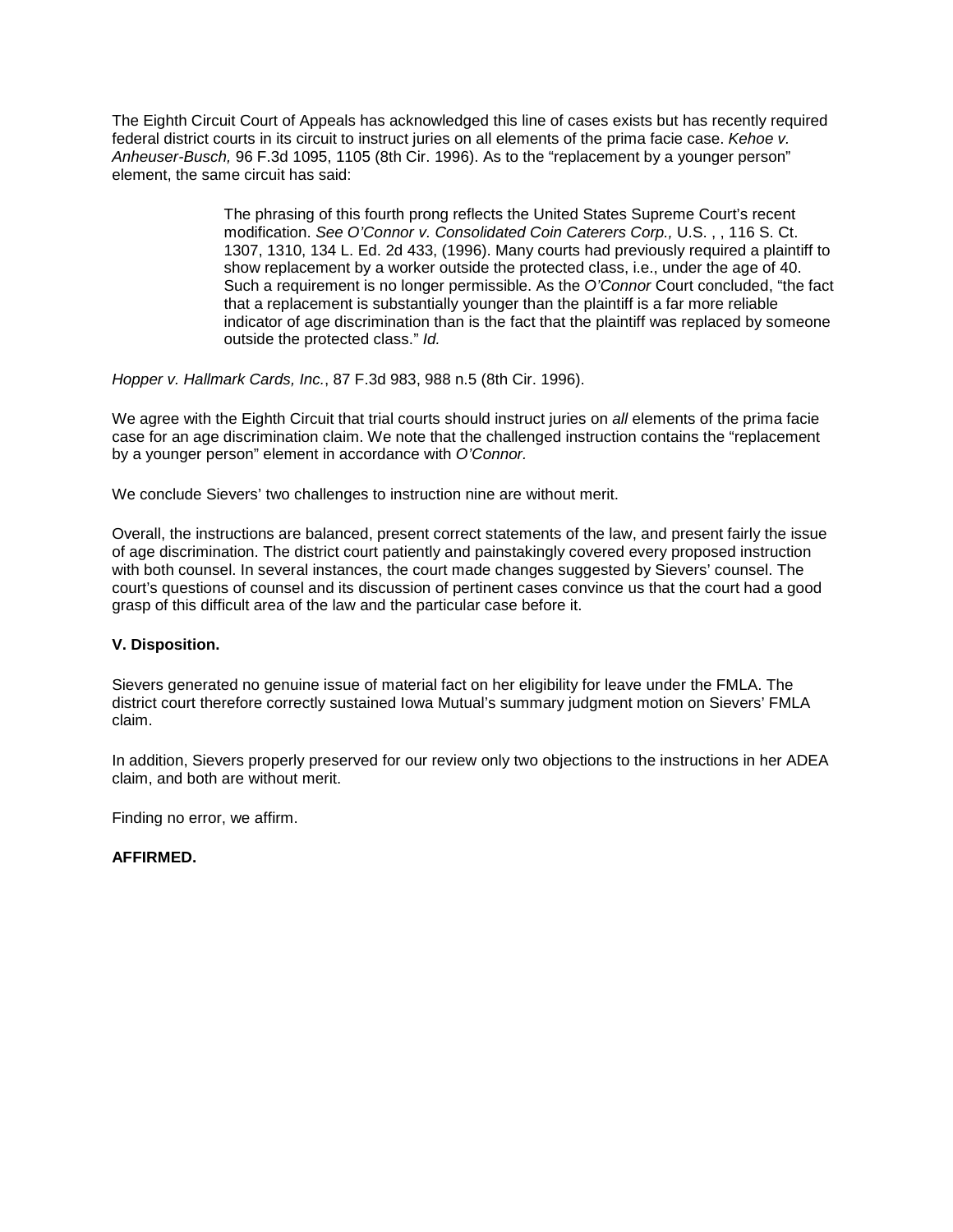The Eighth Circuit Court of Appeals has acknowledged this line of cases exists but has recently required federal district courts in its circuit to instruct juries on all elements of the prima facie case. *Kehoe v. Anheuser-Busch,* 96 F.3d 1095, 1105 (8th Cir. 1996). As to the "replacement by a younger person" element, the same circuit has said:

> The phrasing of this fourth prong reflects the United States Supreme Court's recent modification. *See O'Connor v. Consolidated Coin Caterers Corp.,* U.S. , , 116 S. Ct. 1307, 1310, 134 L. Ed. 2d 433, (1996). Many courts had previously required a plaintiff to show replacement by a worker outside the protected class, i.e., under the age of 40. Such a requirement is no longer permissible. As the *O'Connor* Court concluded, "the fact that a replacement is substantially younger than the plaintiff is a far more reliable indicator of age discrimination than is the fact that the plaintiff was replaced by someone outside the protected class." *Id.*

*Hopper v. Hallmark Cards, Inc.*, 87 F.3d 983, 988 n.5 (8th Cir. 1996).

We agree with the Eighth Circuit that trial courts should instruct juries on *all* elements of the prima facie case for an age discrimination claim. We note that the challenged instruction contains the "replacement by a younger person" element in accordance with *O'Connor.*

We conclude Sievers' two challenges to instruction nine are without merit.

Overall, the instructions are balanced, present correct statements of the law, and present fairly the issue of age discrimination. The district court patiently and painstakingly covered every proposed instruction with both counsel. In several instances, the court made changes suggested by Sievers' counsel. The court's questions of counsel and its discussion of pertinent cases convince us that the court had a good grasp of this difficult area of the law and the particular case before it.

**V. Disposition.**

Sievers generated no genuine issue of material fact on her eligibility for leave under the FMLA. The district court therefore correctly sustained Iowa Mutual's summary judgment motion on Sievers' FMLA claim.

In addition, Sievers properly preserved for our review only two objections to the instructions in her ADEA claim, and both are without merit.

Finding no error, we affirm.

**AFFIRMED.**